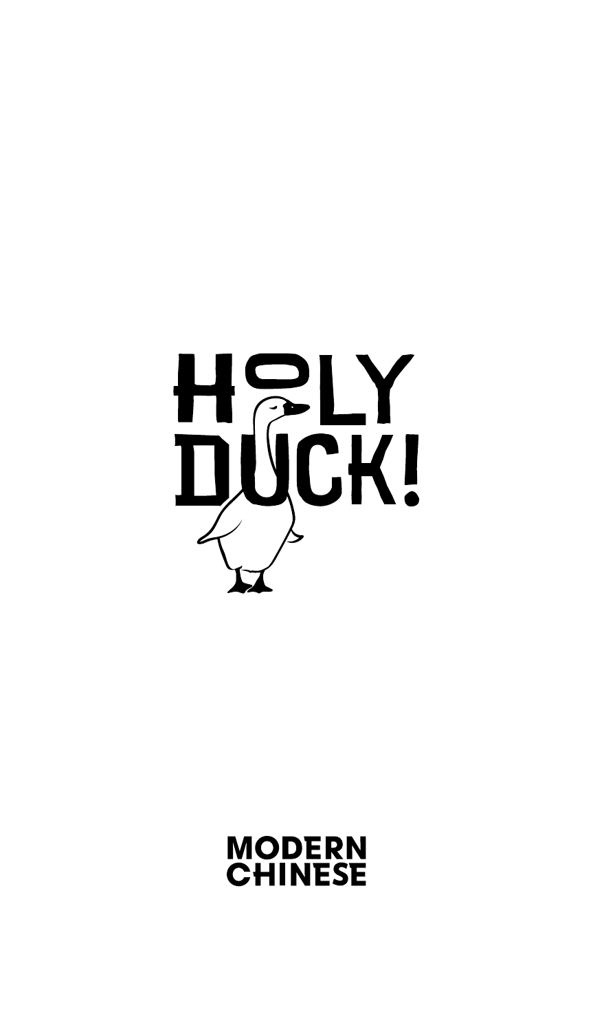# HOLY DUCK!

MODERN CHINESE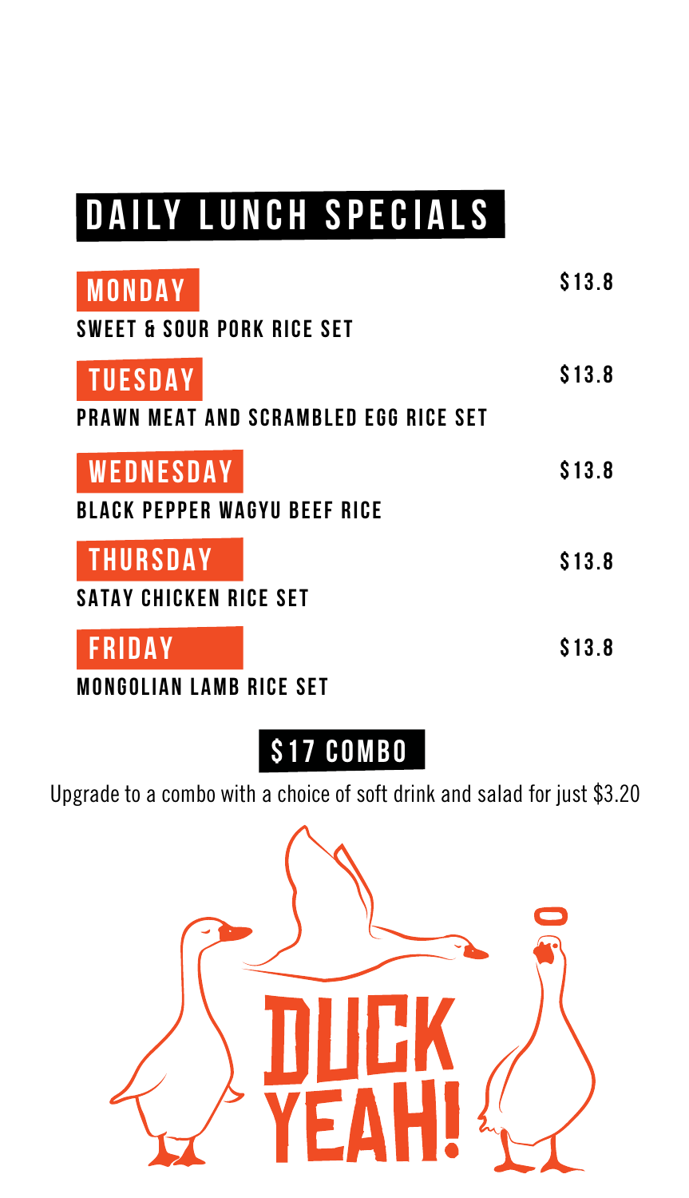# DAILY LUNCH SPECIALS

## MONDAY

**SWEET & SOUR PORK RICE SET** $13.8

## TUESDAY

**PRAWN MEAT AND SCRAMBLED EGG RICE SET** $13.8

## WEDNESDAY

**BLACK PEPPER WAGYU BEEF RICE** $13.8

## THURSDAY

**SATAY CHICKEN RICE SET** $13.8

## FRIDAY

**MONGOLIAN LAMB RICE SET** $13.8

## $17 COMBO

Upgrade to a combo with a choice of soft drink and salad for just $3.20

DUCK YEAH!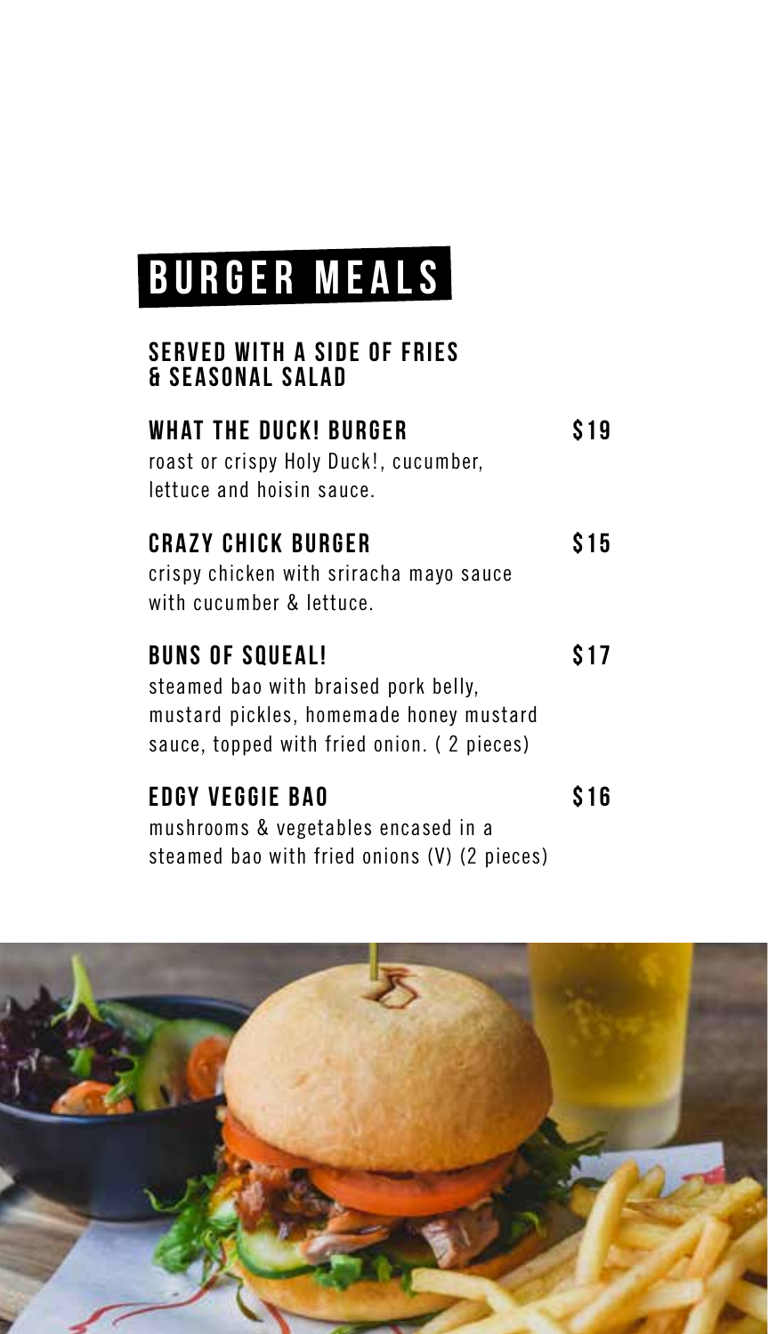# BURGER MEALS

## SERVED WITH A SIDE OF FRIES & SEASONAL SALAD

### WHAT THE DUCK! BURGER — $19

roast or crispy Holy Duck!, cucumber, lettuce and hoisin sauce.

### CRAZY CHICK BURGER — $15

crispy chicken with sriracha mayo sauce with cucumber & lettuce.

### BUNS OF SQUEAL! — $17

steamed bao with braised pork belly, mustard pickles, homemade honey mustard sauce, topped with fried onion. ( 2 pieces)

### EDGY VEGGIE BAO — $16

mushrooms & vegetables encased in a steamed bao with fried onions (V) (2 pieces)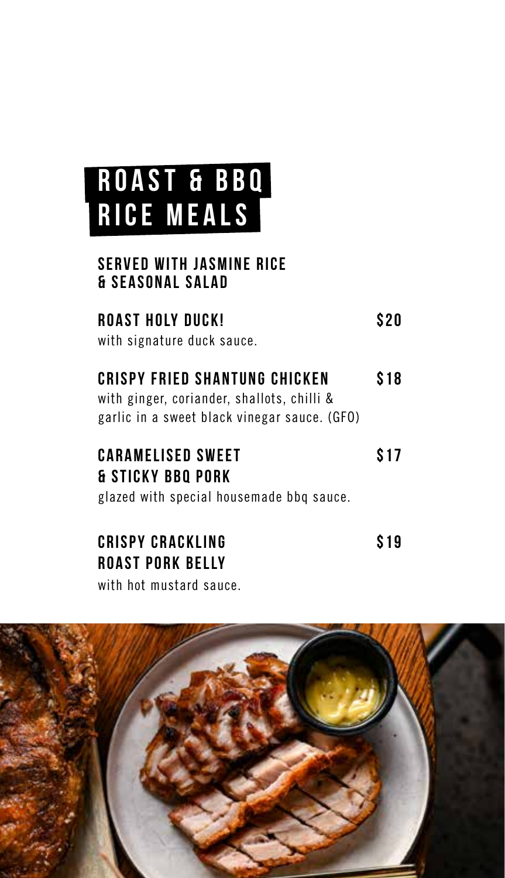# ROAST & BBQ RICE MEALS

## SERVED WITH JASMINE RICE & SEASONAL SALAD

**ROAST HOLY DUCK!** **$20**
with signature duck sauce.

**CRISPY FRIED SHANTUNG CHICKEN** **$18**
with ginger, coriander, shallots, chilli & garlic in a sweet black vinegar sauce. (GFO)

**CARAMELISED SWEET & STICKY BBQ PORK** **$17**
glazed with special housemade bbq sauce.

**CRISPY CRACKLING ROAST PORK BELLY** **$19**
with hot mustard sauce.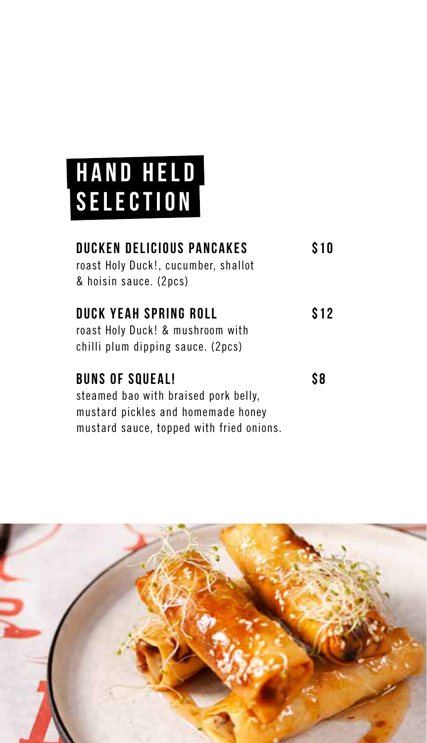# HAND HELD SELECTION

**DUCKEN DELICIOUS PANCAKES** **$10**
roast Holy Duck!, cucumber, shallot & hoisin sauce. (2pcs)

**DUCK YEAH SPRING ROLL** **$12**
roast Holy Duck! & mushroom with chilli plum dipping sauce. (2pcs)

**BUNS OF SQUEAL!** **$8**
steamed bao with braised pork belly, mustard pickles and homemade honey mustard sauce, topped with fried onions.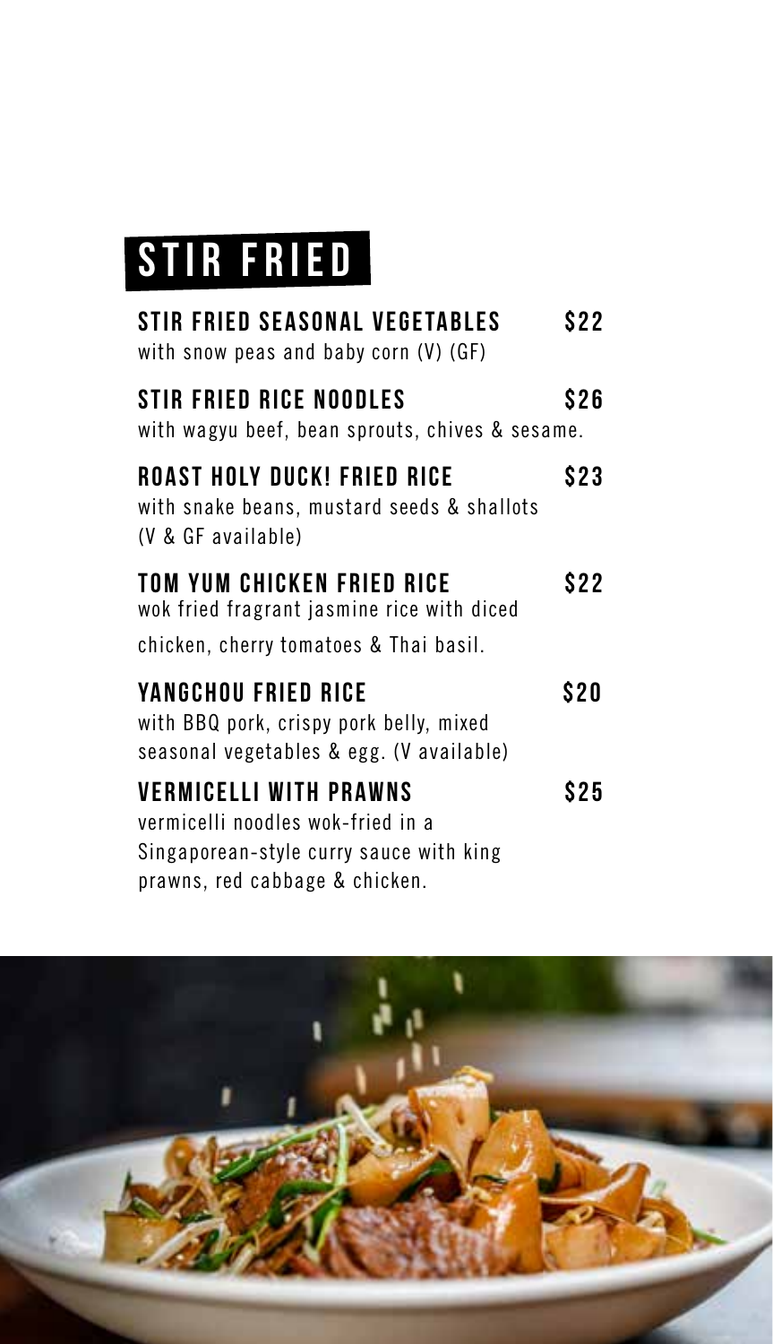# STIR FRIED

**STIR FRIED SEASONAL VEGETABLES** — **$22**
with snow peas and baby corn (V) (GF)

**STIR FRIED RICE NOODLES** — **$26**
with wagyu beef, bean sprouts, chives & sesame.

**ROAST HOLY DUCK! FRIED RICE** — **$23**
with snake beans, mustard seeds & shallots (V & GF available)

**TOM YUM CHICKEN FRIED RICE** — **$22**
wok fried fragrant jasmine rice with diced chicken, cherry tomatoes & Thai basil.

**YANGCHOU FRIED RICE** — **$20**
with BBQ pork, crispy pork belly, mixed seasonal vegetables & egg. (V available)

**VERMICELLI WITH PRAWNS** — **$25**
vermicelli noodles wok-fried in a Singaporean-style curry sauce with king prawns, red cabbage & chicken.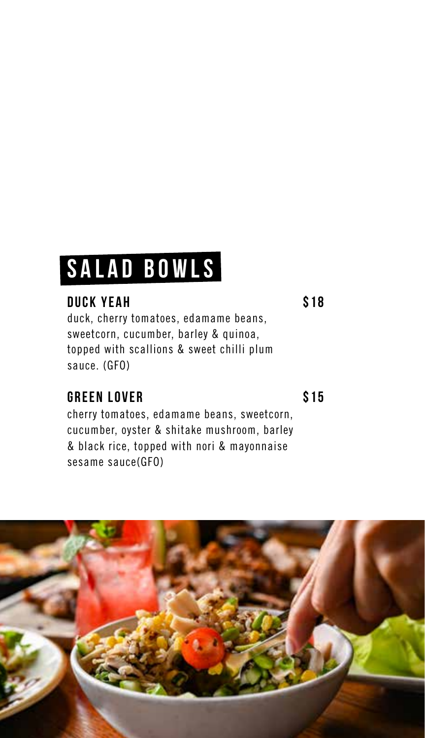# SALAD BOWLS

### DUCK YEAH $18

duck, cherry tomatoes, edamame beans, sweetcorn, cucumber, barley & quinoa, topped with scallions & sweet chilli plum sauce. (GFO)

### GREEN LOVER $15

cherry tomatoes, edamame beans, sweetcorn, cucumber, oyster & shitake mushroom, barley & black rice, topped with nori & mayonnaise sesame sauce(GFO)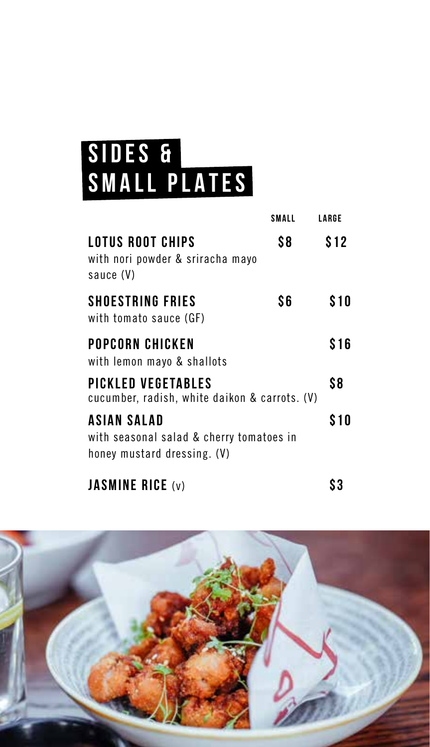# SIDES & SMALL PLATES

| | SMALL | LARGE |
|---|---|---|
| **LOTUS ROOT CHIPS**<br>with nori powder & sriracha mayo sauce (V) | $8 | $12 |
| **SHOESTRING FRIES**<br>with tomato sauce (GF) | $6 | $10 |
| **POPCORN CHICKEN**<br>with lemon mayo & shallots | | $16 |
| **PICKLED VEGETABLES**<br>cucumber, radish, white daikon & carrots. (V) | | $8 |
| **ASIAN SALAD**<br>with seasonal salad & cherry tomatoes in honey mustard dressing. (V) | | $10 |
| **JASMINE RICE** (v) | | $3 |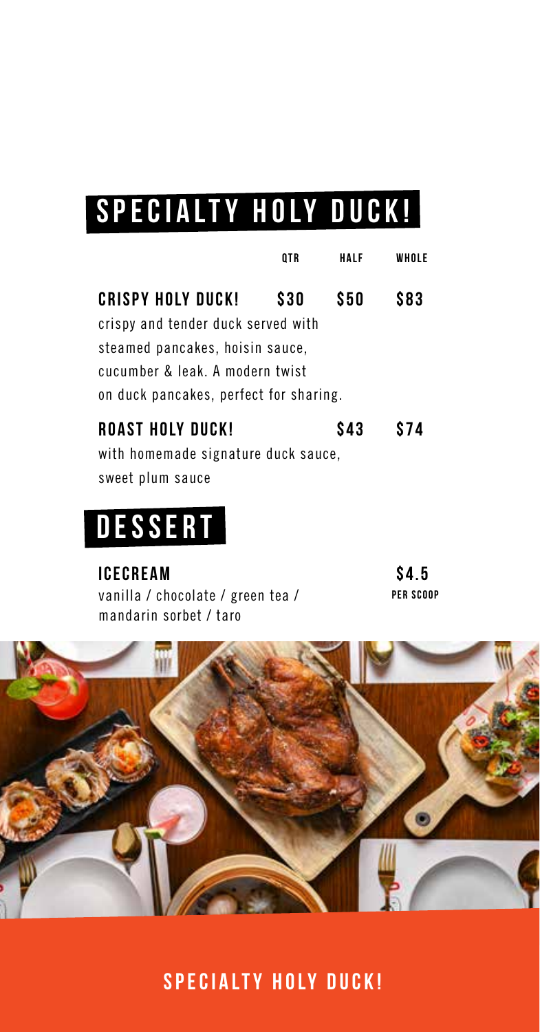# SPECIALTY HOLY DUCK!

| | QTR | HALF | WHOLE |
|---|---|---|---|
| **CRISPY HOLY DUCK!** | $30 | $50 | $83 |
| **ROAST HOLY DUCK!** | | $43 | $74 |

**CRISPY HOLY DUCK!** — crispy and tender duck served with steamed pancakes, hoisin sauce, cucumber & leak. A modern twist on duck pancakes, perfect for sharing.

**ROAST HOLY DUCK!** — with homemade signature duck sauce, sweet plum sauce

# DESSERT

**ICECREAM** — $4.5 PER SCOOP

vanilla / chocolate / green tea / mandarin sorbet / taro

SPECIALTY HOLY DUCK!